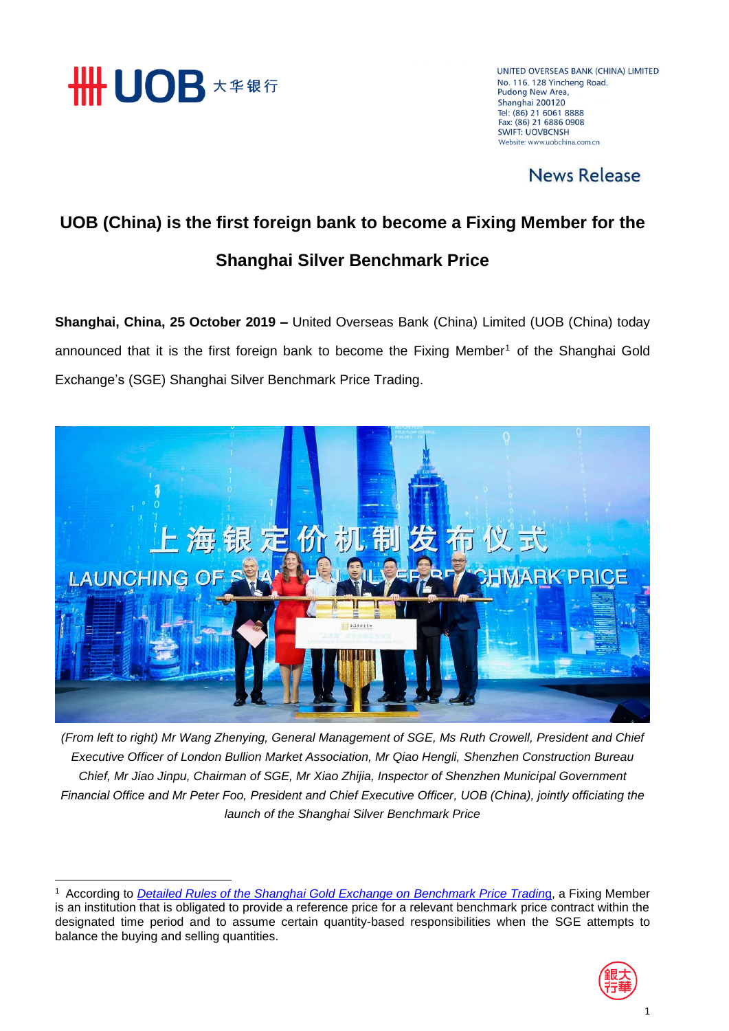UNITED OVERSEAS BANK (CHINA) LIMITED
No. 116, 128 Yincheng Road,
Pudong New Area,
Shanghai 200120
Tel: (86) 21 6061 8888
Fax: (86) 21 6886 0908
SWIFT: UOVBCNSH
Website: www.uobchina.com.cn

News Release

# UOB (China) is the first foreign bank to become a Fixing Member for the Shanghai Silver Benchmark Price

**Shanghai, China, 25 October 2019 –** United Overseas Bank (China) Limited (UOB (China) today announced that it is the first foreign bank to become the Fixing Member[1] of the Shanghai Gold Exchange's (SGE) Shanghai Silver Benchmark Price Trading.

*(From left to right) Mr Wang Zhenying, General Management of SGE, Ms Ruth Crowell, President and Chief Executive Officer of London Bullion Market Association, Mr Qiao Hengli, Shenzhen Construction Bureau Chief, Mr Jiao Jinpu, Chairman of SGE, Mr Xiao Zhijia, Inspector of Shenzhen Municipal Government Financial Office and Mr Peter Foo, President and Chief Executive Officer, UOB (China), jointly officiating the launch of the Shanghai Silver Benchmark Price*

---

[1] According to *Detailed Rules of the Shanghai Gold Exchange on Benchmark Price Trading*, a Fixing Member is an institution that is obligated to provide a reference price for a relevant benchmark price contract within the designated time period and to assume certain quantity-based responsibilities when the SGE attempts to balance the buying and selling quantities.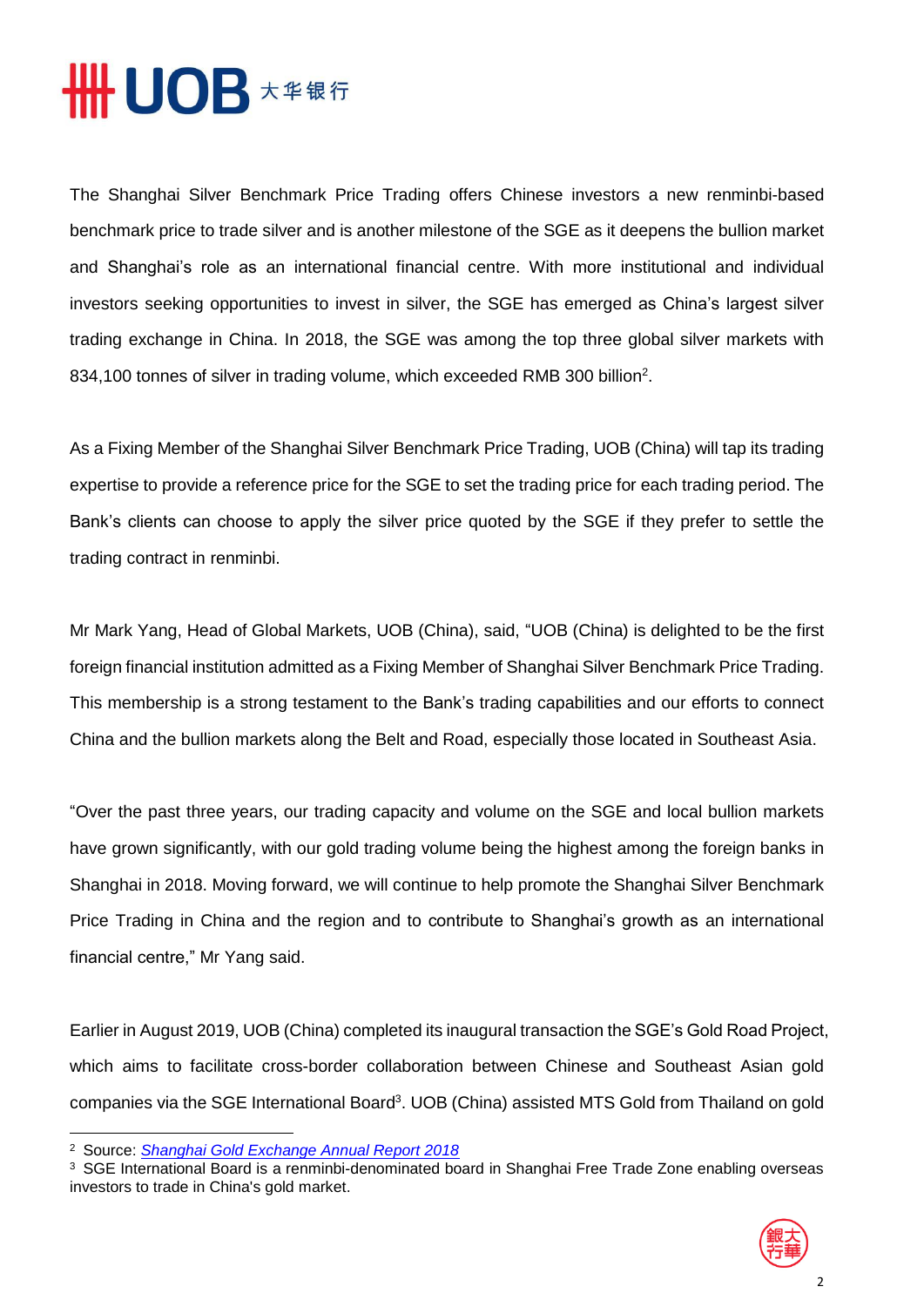The Shanghai Silver Benchmark Price Trading offers Chinese investors a new renminbi-based benchmark price to trade silver and is another milestone of the SGE as it deepens the bullion market and Shanghai's role as an international financial centre. With more institutional and individual investors seeking opportunities to invest in silver, the SGE has emerged as China's largest silver trading exchange in China. In 2018, the SGE was among the top three global silver markets with 834,100 tonnes of silver in trading volume, which exceeded RMB 300 billion[2].

As a Fixing Member of the Shanghai Silver Benchmark Price Trading, UOB (China) will tap its trading expertise to provide a reference price for the SGE to set the trading price for each trading period. The Bank's clients can choose to apply the silver price quoted by the SGE if they prefer to settle the trading contract in renminbi.

Mr Mark Yang, Head of Global Markets, UOB (China), said, "UOB (China) is delighted to be the first foreign financial institution admitted as a Fixing Member of Shanghai Silver Benchmark Price Trading. This membership is a strong testament to the Bank's trading capabilities and our efforts to connect China and the bullion markets along the Belt and Road, especially those located in Southeast Asia.

"Over the past three years, our trading capacity and volume on the SGE and local bullion markets have grown significantly, with our gold trading volume being the highest among the foreign banks in Shanghai in 2018. Moving forward, we will continue to help promote the Shanghai Silver Benchmark Price Trading in China and the region and to contribute to Shanghai's growth as an international financial centre," Mr Yang said.

Earlier in August 2019, UOB (China) completed its inaugural transaction the SGE's Gold Road Project, which aims to facilitate cross-border collaboration between Chinese and Southeast Asian gold companies via the SGE International Board[3]. UOB (China) assisted MTS Gold from Thailand on gold

---

[2] Source: *Shanghai Gold Exchange Annual Report 2018*

[3] SGE International Board is a renminbi-denominated board in Shanghai Free Trade Zone enabling overseas investors to trade in China's gold market.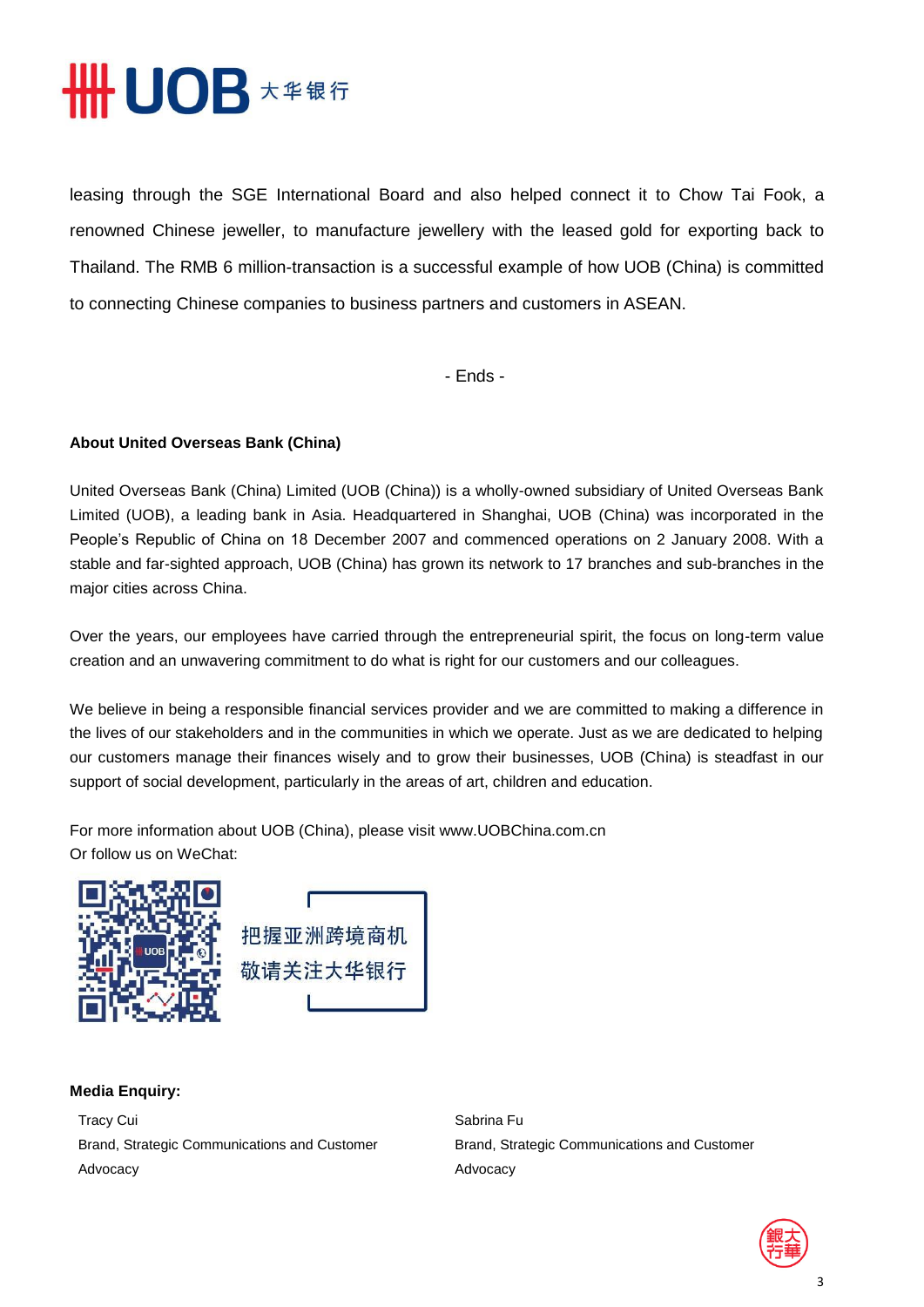leasing through the SGE International Board and also helped connect it to Chow Tai Fook, a renowned Chinese jeweller, to manufacture jewellery with the leased gold for exporting back to Thailand. The RMB 6 million-transaction is a successful example of how UOB (China) is committed to connecting Chinese companies to business partners and customers in ASEAN.

- Ends -

**About United Overseas Bank (China)**

United Overseas Bank (China) Limited (UOB (China)) is a wholly-owned subsidiary of United Overseas Bank Limited (UOB), a leading bank in Asia. Headquartered in Shanghai, UOB (China) was incorporated in the People's Republic of China on 18 December 2007 and commenced operations on 2 January 2008. With a stable and far-sighted approach, UOB (China) has grown its network to 17 branches and sub-branches in the major cities across China.

Over the years, our employees have carried through the entrepreneurial spirit, the focus on long-term value creation and an unwavering commitment to do what is right for our customers and our colleagues.

We believe in being a responsible financial services provider and we are committed to making a difference in the lives of our stakeholders and in the communities in which we operate. Just as we are dedicated to helping our customers manage their finances wisely and to grow their businesses, UOB (China) is steadfast in our support of social development, particularly in the areas of art, children and education.

For more information about UOB (China), please visit www.UOBChina.com.cn
Or follow us on WeChat:

把握亚洲跨境商机
敬请关注大华银行

**Media Enquiry:**

Tracy Cui
Brand, Strategic Communications and Customer Advocacy

Sabrina Fu
Brand, Strategic Communications and Customer Advocacy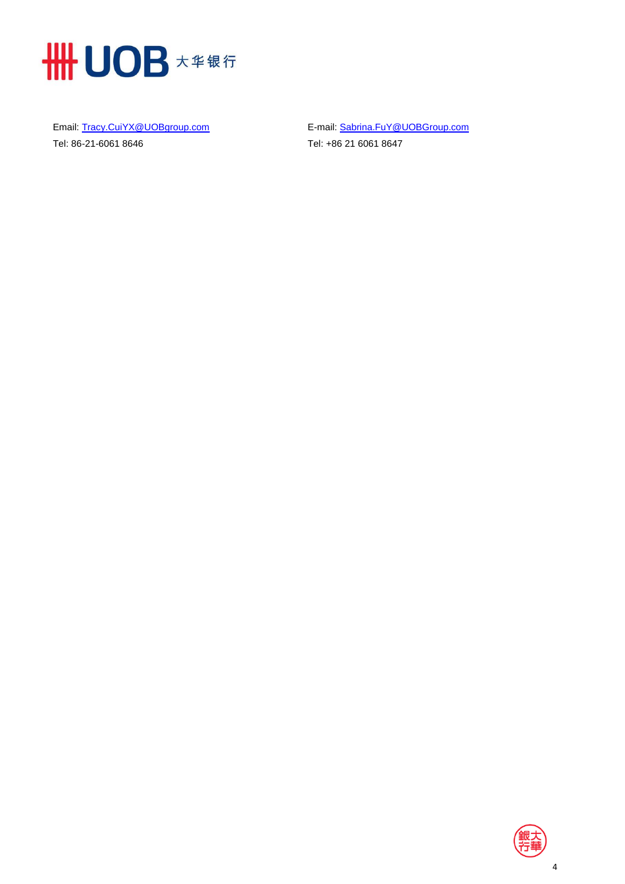Email: Tracy.CuiYX@UOBgroup.com
Tel: 86-21-6061 8646

E-mail: Sabrina.FuY@UOBGroup.com
Tel: +86 21 6061 8647